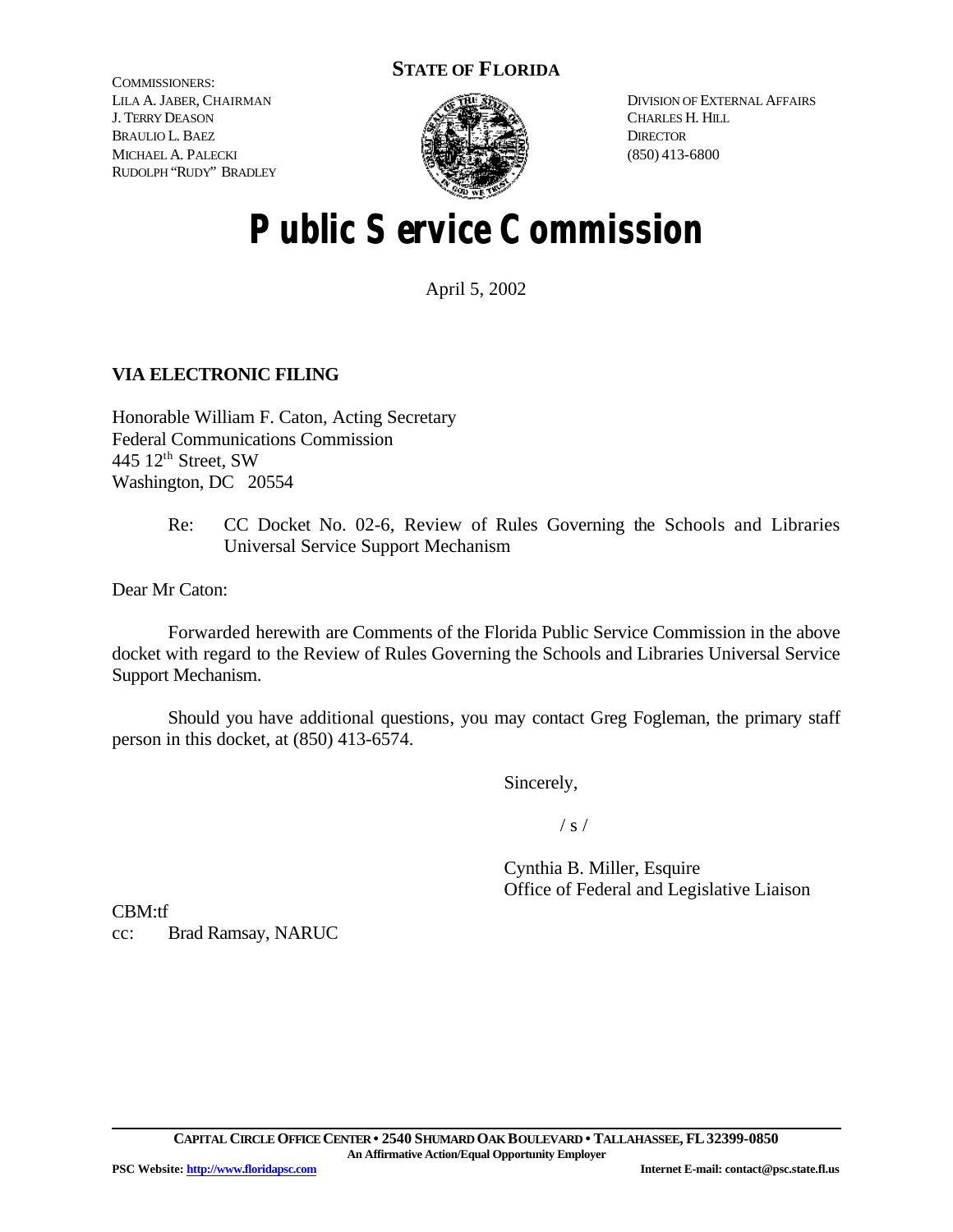**STATE OF FLORIDA**

COMMISSIONERS:
LILA A. JABER, CHAIRMAN
J. TERRY DEASON
BRAULIO L. BAEZ
MICHAEL A. PALECKI
RUDOLPH "RUDY" BRADLEY

DIVISION OF EXTERNAL AFFAIRS
CHARLES H. HILL
DIRECTOR
(850) 413-6800

# Public Service Commission

April 5, 2002

**VIA ELECTRONIC FILING**

Honorable William F. Caton, Acting Secretary
Federal Communications Commission
445 12th Street, SW
Washington, DC 20554

Re: CC Docket No. 02-6, Review of Rules Governing the Schools and Libraries Universal Service Support Mechanism

Dear Mr Caton:

Forwarded herewith are Comments of the Florida Public Service Commission in the above docket with regard to the Review of Rules Governing the Schools and Libraries Universal Service Support Mechanism.

Should you have additional questions, you may contact Greg Fogleman, the primary staff person in this docket, at (850) 413-6574.

Sincerely,

/ s /

Cynthia B. Miller, Esquire
Office of Federal and Legislative Liaison

CBM:tf
cc: Brad Ramsay, NARUC

**CAPITAL CIRCLE OFFICE CENTER • 2540 SHUMARD OAK BOULEVARD • TALLAHASSEE, FL 32399-0850**
**An Affirmative Action/Equal Opportunity Employer**
**PSC Website: http://www.floridapsc.com** **Internet E-mail: contact@psc.state.fl.us**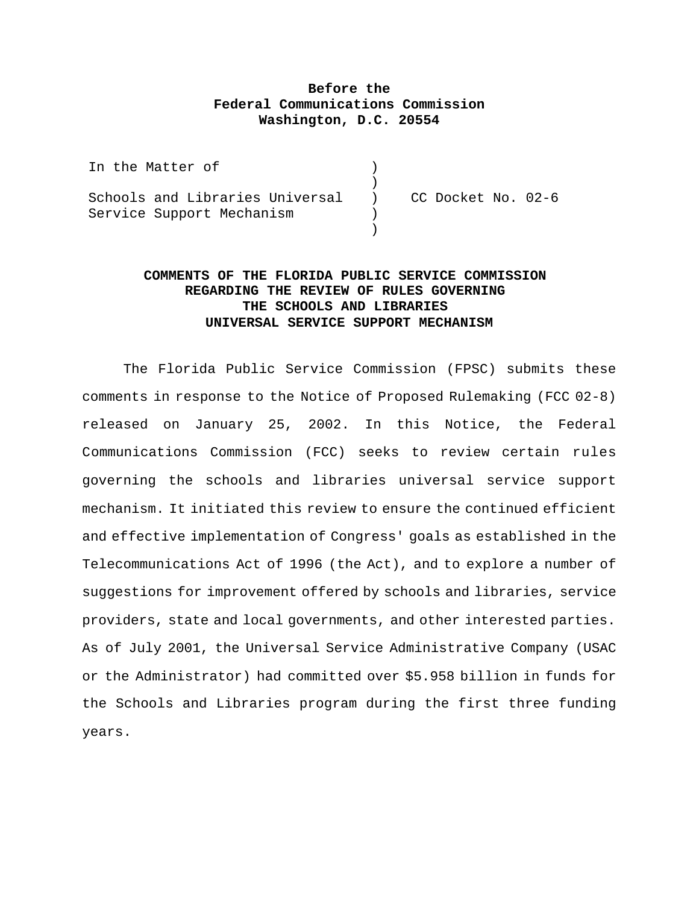**Before the**
**Federal Communications Commission**
**Washington, D.C. 20554**

| In the Matter of | ) | |
|---|---|---|
| | ) | |
| Schools and Libraries Universal | ) | CC Docket No. 02-6 |
| Service Support Mechanism | ) | |
| | ) | |

**COMMENTS OF THE FLORIDA PUBLIC SERVICE COMMISSION**
**REGARDING THE REVIEW OF RULES GOVERNING**
**THE SCHOOLS AND LIBRARIES**
**UNIVERSAL SERVICE SUPPORT MECHANISM**

The Florida Public Service Commission (FPSC) submits these comments in response to the Notice of Proposed Rulemaking (FCC 02-8) released on January 25, 2002. In this Notice, the Federal Communications Commission (FCC) seeks to review certain rules governing the schools and libraries universal service support mechanism. It initiated this review to ensure the continued efficient and effective implementation of Congress' goals as established in the Telecommunications Act of 1996 (the Act), and to explore a number of suggestions for improvement offered by schools and libraries, service providers, state and local governments, and other interested parties. As of July 2001, the Universal Service Administrative Company (USAC or the Administrator) had committed over $5.958 billion in funds for the Schools and Libraries program during the first three funding years.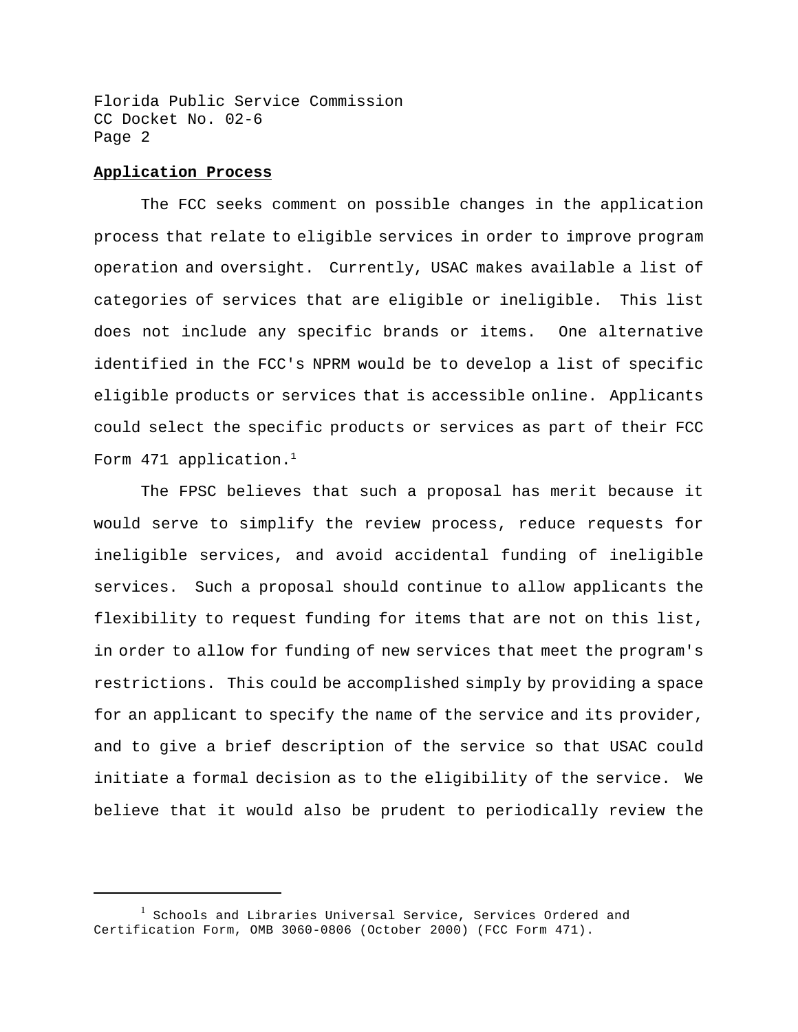**Application Process**

The FCC seeks comment on possible changes in the application process that relate to eligible services in order to improve program operation and oversight. Currently, USAC makes available a list of categories of services that are eligible or ineligible. This list does not include any specific brands or items. One alternative identified in the FCC's NPRM would be to develop a list of specific eligible products or services that is accessible online. Applicants could select the specific products or services as part of their FCC Form 471 application.[1]

The FPSC believes that such a proposal has merit because it would serve to simplify the review process, reduce requests for ineligible services, and avoid accidental funding of ineligible services. Such a proposal should continue to allow applicants the flexibility to request funding for items that are not on this list, in order to allow for funding of new services that meet the program's restrictions. This could be accomplished simply by providing a space for an applicant to specify the name of the service and its provider, and to give a brief description of the service so that USAC could initiate a formal decision as to the eligibility of the service. We believe that it would also be prudent to periodically review the

---

[1] Schools and Libraries Universal Service, Services Ordered and Certification Form, OMB 3060-0806 (October 2000) (FCC Form 471).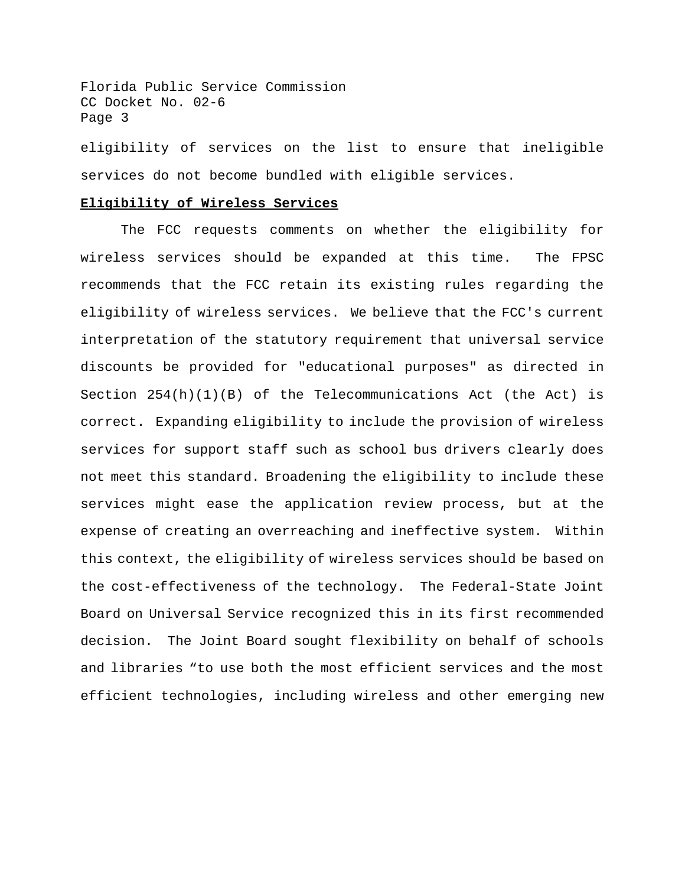eligibility of services on the list to ensure that ineligible services do not become bundled with eligible services.

**Eligibility of Wireless Services**

The FCC requests comments on whether the eligibility for wireless services should be expanded at this time. The FPSC recommends that the FCC retain its existing rules regarding the eligibility of wireless services. We believe that the FCC's current interpretation of the statutory requirement that universal service discounts be provided for "educational purposes" as directed in Section 254(h)(1)(B) of the Telecommunications Act (the Act) is correct. Expanding eligibility to include the provision of wireless services for support staff such as school bus drivers clearly does not meet this standard. Broadening the eligibility to include these services might ease the application review process, but at the expense of creating an overreaching and ineffective system. Within this context, the eligibility of wireless services should be based on the cost-effectiveness of the technology. The Federal-State Joint Board on Universal Service recognized this in its first recommended decision. The Joint Board sought flexibility on behalf of schools and libraries “to use both the most efficient services and the most efficient technologies, including wireless and other emerging new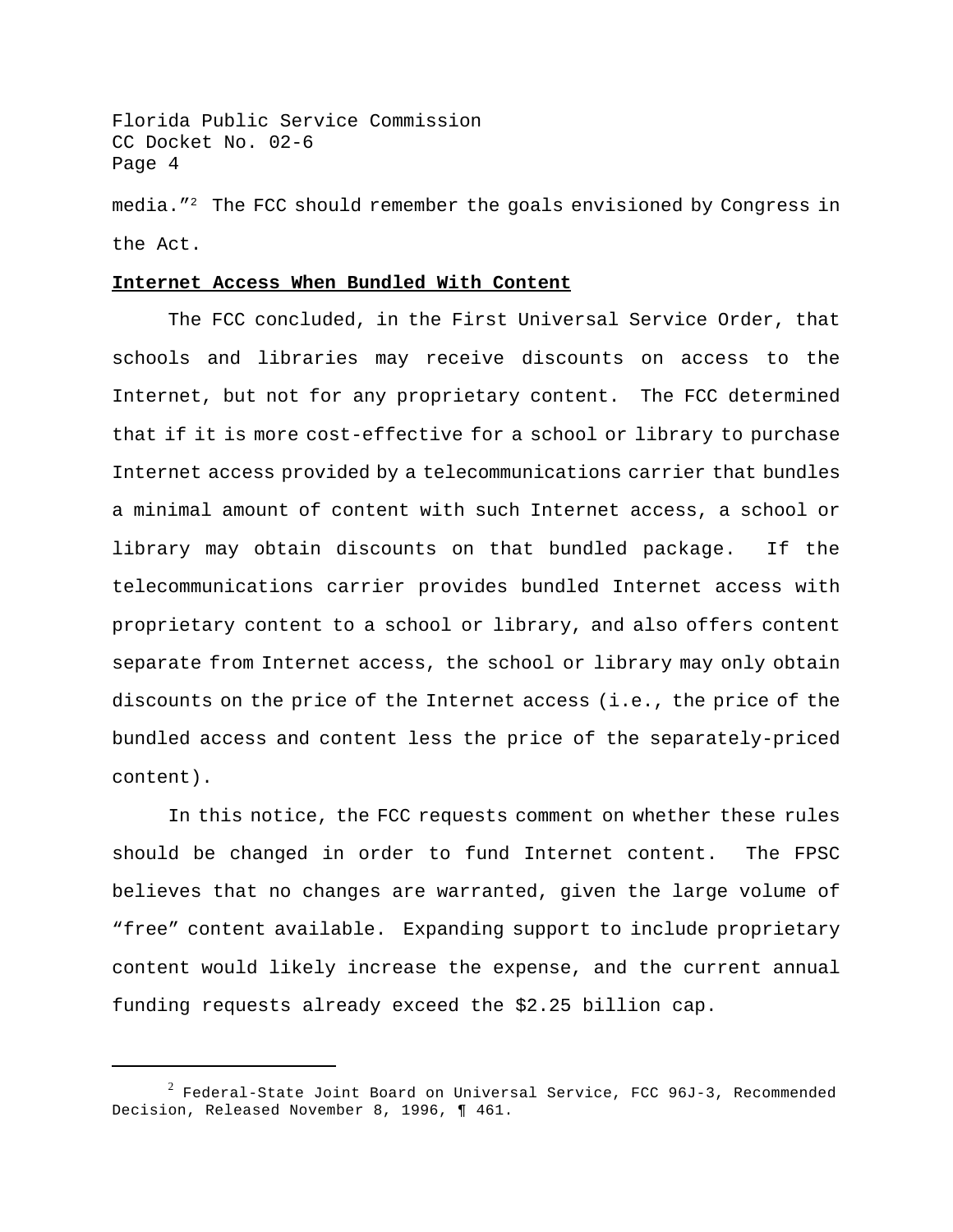media."[2] The FCC should remember the goals envisioned by Congress in the Act.

**Internet Access When Bundled With Content**

The FCC concluded, in the First Universal Service Order, that schools and libraries may receive discounts on access to the Internet, but not for any proprietary content. The FCC determined that if it is more cost-effective for a school or library to purchase Internet access provided by a telecommunications carrier that bundles a minimal amount of content with such Internet access, a school or library may obtain discounts on that bundled package. If the telecommunications carrier provides bundled Internet access with proprietary content to a school or library, and also offers content separate from Internet access, the school or library may only obtain discounts on the price of the Internet access (i.e., the price of the bundled access and content less the price of the separately-priced content).

In this notice, the FCC requests comment on whether these rules should be changed in order to fund Internet content. The FPSC believes that no changes are warranted, given the large volume of "free" content available. Expanding support to include proprietary content would likely increase the expense, and the current annual funding requests already exceed the $2.25 billion cap.

---

[2] Federal-State Joint Board on Universal Service, FCC 96J-3, Recommended Decision, Released November 8, 1996, ¶ 461.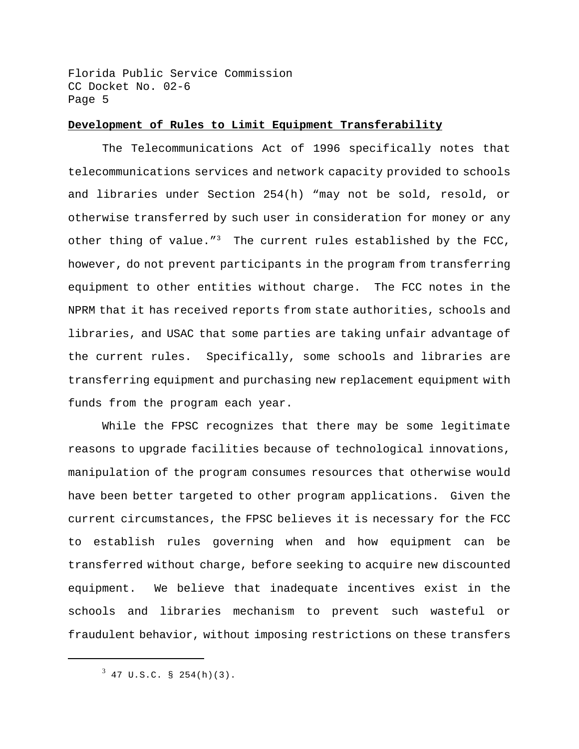**Development of Rules to Limit Equipment Transferability**

The Telecommunications Act of 1996 specifically notes that telecommunications services and network capacity provided to schools and libraries under Section 254(h) "may not be sold, resold, or otherwise transferred by such user in consideration for money or any other thing of value."[3] The current rules established by the FCC, however, do not prevent participants in the program from transferring equipment to other entities without charge. The FCC notes in the NPRM that it has received reports from state authorities, schools and libraries, and USAC that some parties are taking unfair advantage of the current rules. Specifically, some schools and libraries are transferring equipment and purchasing new replacement equipment with funds from the program each year.

While the FPSC recognizes that there may be some legitimate reasons to upgrade facilities because of technological innovations, manipulation of the program consumes resources that otherwise would have been better targeted to other program applications. Given the current circumstances, the FPSC believes it is necessary for the FCC to establish rules governing when and how equipment can be transferred without charge, before seeking to acquire new discounted equipment. We believe that inadequate incentives exist in the schools and libraries mechanism to prevent such wasteful or fraudulent behavior, without imposing restrictions on these transfers

---

[3] 47 U.S.C. § 254(h)(3).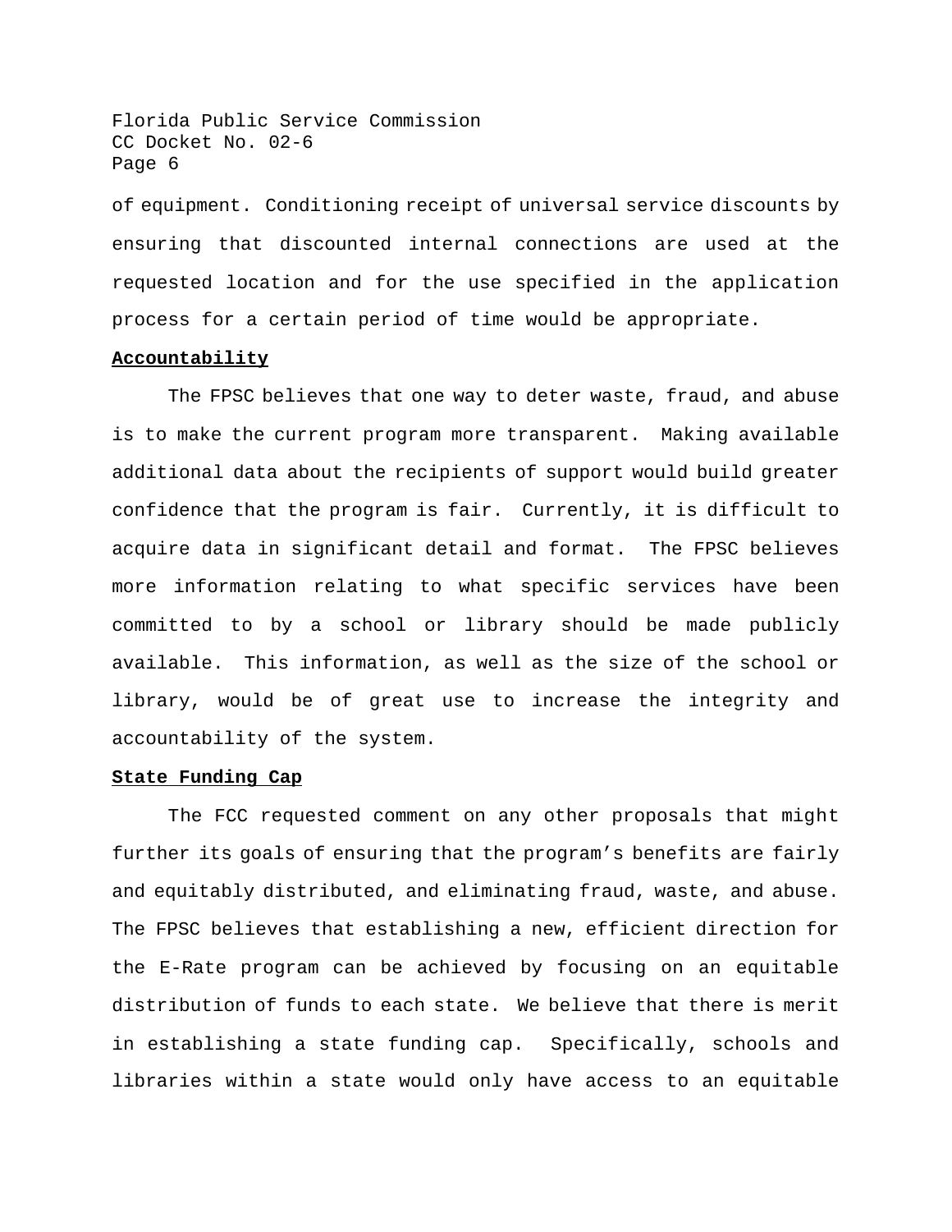of equipment. Conditioning receipt of universal service discounts by ensuring that discounted internal connections are used at the requested location and for the use specified in the application process for a certain period of time would be appropriate.

**Accountability**

The FPSC believes that one way to deter waste, fraud, and abuse is to make the current program more transparent. Making available additional data about the recipients of support would build greater confidence that the program is fair. Currently, it is difficult to acquire data in significant detail and format. The FPSC believes more information relating to what specific services have been committed to by a school or library should be made publicly available. This information, as well as the size of the school or library, would be of great use to increase the integrity and accountability of the system.

**State Funding Cap**

The FCC requested comment on any other proposals that might further its goals of ensuring that the program's benefits are fairly and equitably distributed, and eliminating fraud, waste, and abuse. The FPSC believes that establishing a new, efficient direction for the E-Rate program can be achieved by focusing on an equitable distribution of funds to each state. We believe that there is merit in establishing a state funding cap. Specifically, schools and libraries within a state would only have access to an equitable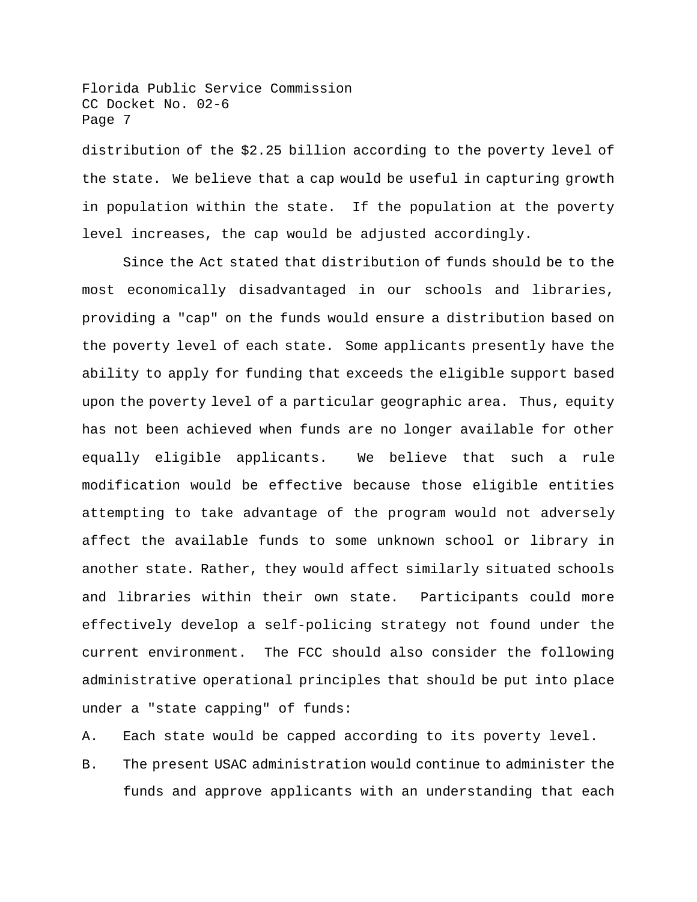distribution of the $2.25 billion according to the poverty level of the state. We believe that a cap would be useful in capturing growth in population within the state. If the population at the poverty level increases, the cap would be adjusted accordingly.

Since the Act stated that distribution of funds should be to the most economically disadvantaged in our schools and libraries, providing a "cap" on the funds would ensure a distribution based on the poverty level of each state. Some applicants presently have the ability to apply for funding that exceeds the eligible support based upon the poverty level of a particular geographic area. Thus, equity has not been achieved when funds are no longer available for other equally eligible applicants. We believe that such a rule modification would be effective because those eligible entities attempting to take advantage of the program would not adversely affect the available funds to some unknown school or library in another state. Rather, they would affect similarly situated schools and libraries within their own state. Participants could more effectively develop a self-policing strategy not found under the current environment. The FCC should also consider the following administrative operational principles that should be put into place under a "state capping" of funds:

A. Each state would be capped according to its poverty level.

B. The present USAC administration would continue to administer the funds and approve applicants with an understanding that each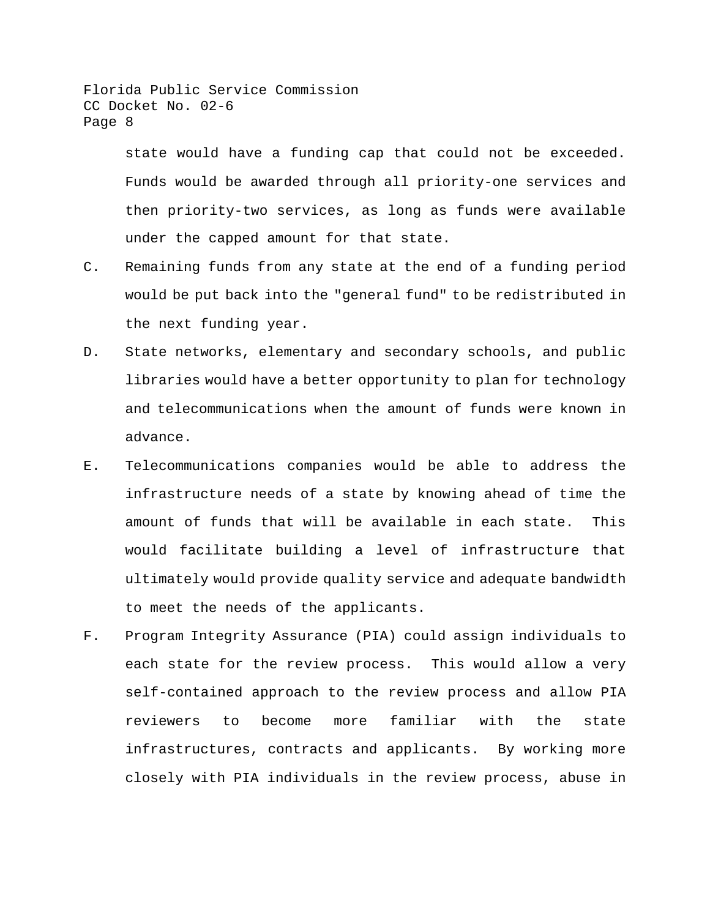state would have a funding cap that could not be exceeded. Funds would be awarded through all priority-one services and then priority-two services, as long as funds were available under the capped amount for that state.

C. Remaining funds from any state at the end of a funding period would be put back into the "general fund" to be redistributed in the next funding year.

D. State networks, elementary and secondary schools, and public libraries would have a better opportunity to plan for technology and telecommunications when the amount of funds were known in advance.

E. Telecommunications companies would be able to address the infrastructure needs of a state by knowing ahead of time the amount of funds that will be available in each state. This would facilitate building a level of infrastructure that ultimately would provide quality service and adequate bandwidth to meet the needs of the applicants.

F. Program Integrity Assurance (PIA) could assign individuals to each state for the review process. This would allow a very self-contained approach to the review process and allow PIA reviewers to become more familiar with the state infrastructures, contracts and applicants. By working more closely with PIA individuals in the review process, abuse in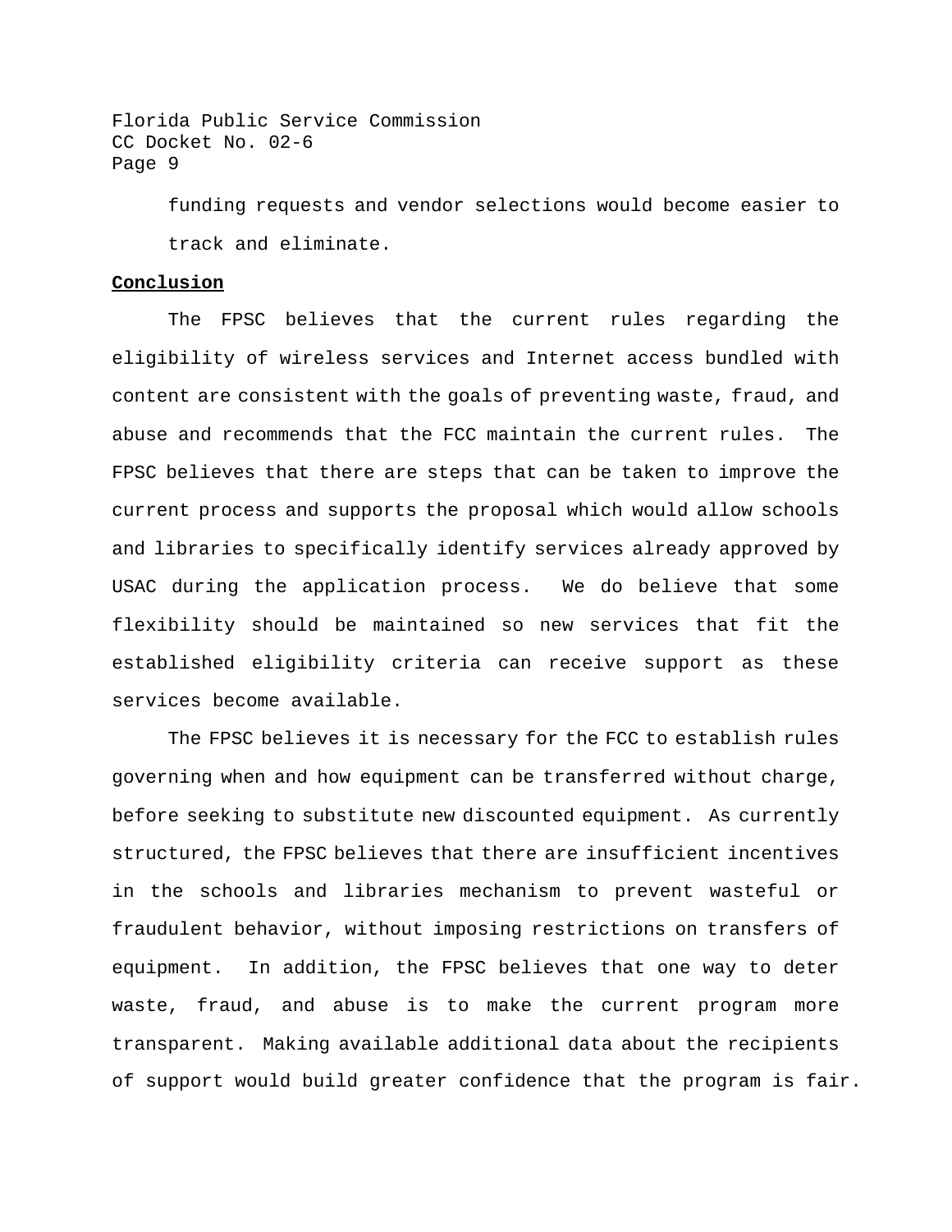funding requests and vendor selections would become easier to track and eliminate.

**Conclusion**

The FPSC believes that the current rules regarding the eligibility of wireless services and Internet access bundled with content are consistent with the goals of preventing waste, fraud, and abuse and recommends that the FCC maintain the current rules. The FPSC believes that there are steps that can be taken to improve the current process and supports the proposal which would allow schools and libraries to specifically identify services already approved by USAC during the application process. We do believe that some flexibility should be maintained so new services that fit the established eligibility criteria can receive support as these services become available.

The FPSC believes it is necessary for the FCC to establish rules governing when and how equipment can be transferred without charge, before seeking to substitute new discounted equipment. As currently structured, the FPSC believes that there are insufficient incentives in the schools and libraries mechanism to prevent wasteful or fraudulent behavior, without imposing restrictions on transfers of equipment. In addition, the FPSC believes that one way to deter waste, fraud, and abuse is to make the current program more transparent. Making available additional data about the recipients of support would build greater confidence that the program is fair.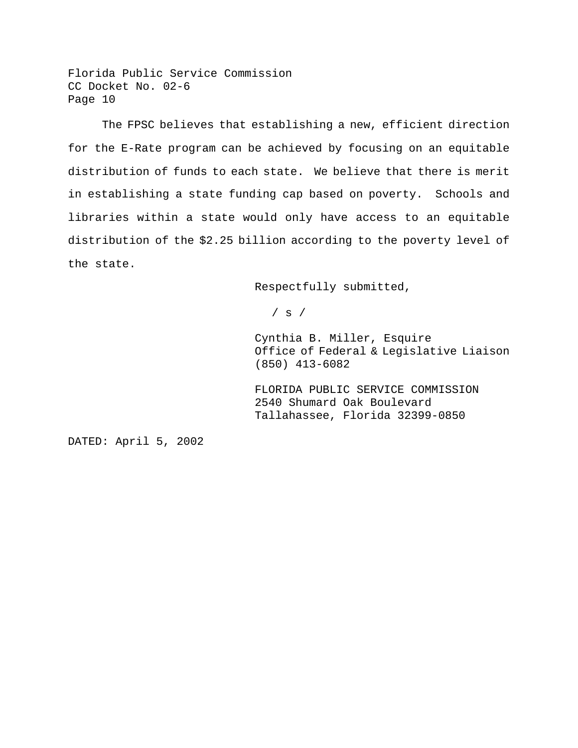The FPSC believes that establishing a new, efficient direction for the E-Rate program can be achieved by focusing on an equitable distribution of funds to each state. We believe that there is merit in establishing a state funding cap based on poverty. Schools and libraries within a state would only have access to an equitable distribution of the $2.25 billion according to the poverty level of the state.

Respectfully submitted,

/ s /

Cynthia B. Miller, Esquire
Office of Federal & Legislative Liaison
(850) 413-6082

FLORIDA PUBLIC SERVICE COMMISSION
2540 Shumard Oak Boulevard
Tallahassee, Florida 32399-0850

DATED: April 5, 2002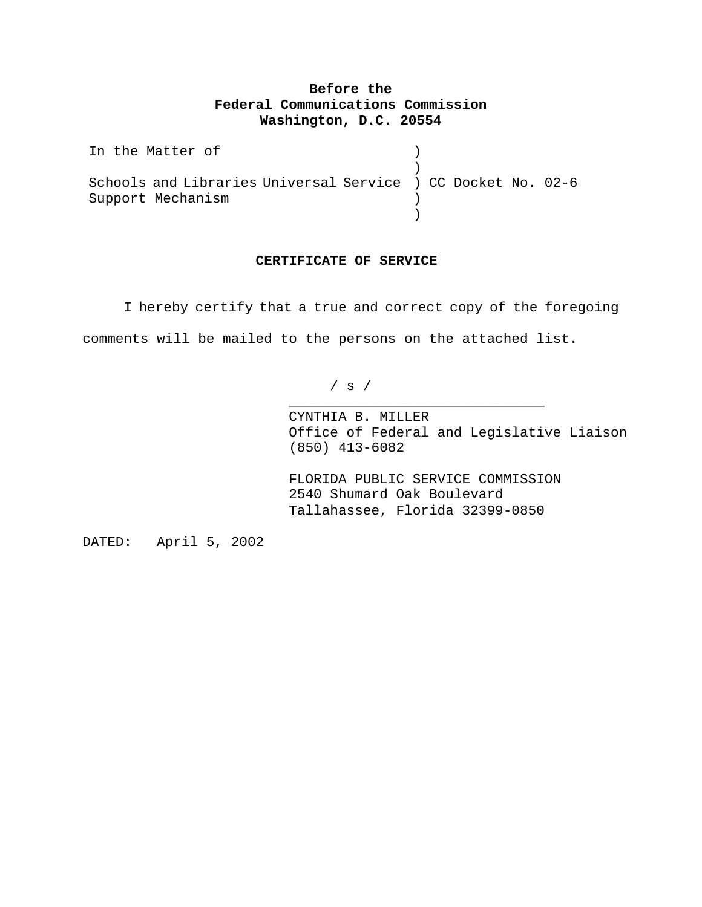**Before the**
**Federal Communications Commission**
**Washington, D.C. 20554**

```
In the Matter of                         )
                                         )
Schools and Libraries Universal Service  ) CC Docket No. 02-6
Support Mechanism                        )
                                         )
```

## CERTIFICATE OF SERVICE

I hereby certify that a true and correct copy of the foregoing comments will be mailed to the persons on the attached list.

/ s /
______________________________
CYNTHIA B. MILLER
Office of Federal and Legislative Liaison
(850) 413-6082

FLORIDA PUBLIC SERVICE COMMISSION
2540 Shumard Oak Boulevard
Tallahassee, Florida 32399-0850

DATED: April 5, 2002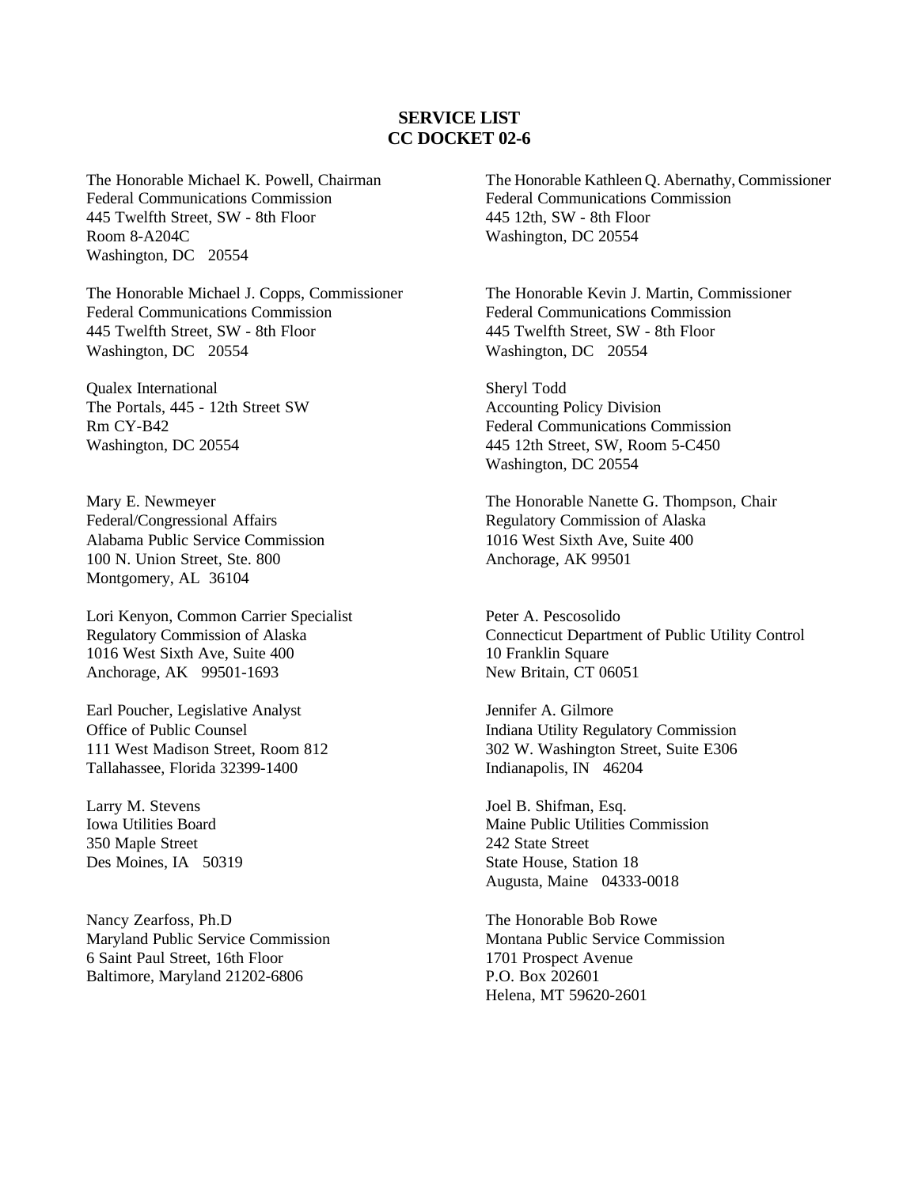**SERVICE LIST**
**CC DOCKET 02-6**

The Honorable Michael K. Powell, Chairman
Federal Communications Commission
445 Twelfth Street, SW - 8th Floor
Room 8-A204C
Washington, DC 20554

The Honorable Kathleen Q. Abernathy, Commissioner
Federal Communications Commission
445 12th, SW - 8th Floor
Washington, DC 20554

The Honorable Michael J. Copps, Commissioner
Federal Communications Commission
445 Twelfth Street, SW - 8th Floor
Washington, DC 20554

The Honorable Kevin J. Martin, Commissioner
Federal Communications Commission
445 Twelfth Street, SW - 8th Floor
Washington, DC 20554

Qualex International
The Portals, 445 - 12th Street SW
Rm CY-B42
Washington, DC 20554

Sheryl Todd
Accounting Policy Division
Federal Communications Commission
445 12th Street, SW, Room 5-C450
Washington, DC 20554

Mary E. Newmeyer
Federal/Congressional Affairs
Alabama Public Service Commission
100 N. Union Street, Ste. 800
Montgomery, AL 36104

The Honorable Nanette G. Thompson, Chair
Regulatory Commission of Alaska
1016 West Sixth Ave, Suite 400
Anchorage, AK 99501

Lori Kenyon, Common Carrier Specialist
Regulatory Commission of Alaska
1016 West Sixth Ave, Suite 400
Anchorage, AK 99501-1693

Peter A. Pescosolido
Connecticut Department of Public Utility Control
10 Franklin Square
New Britain, CT 06051

Earl Poucher, Legislative Analyst
Office of Public Counsel
111 West Madison Street, Room 812
Tallahassee, Florida 32399-1400

Jennifer A. Gilmore
Indiana Utility Regulatory Commission
302 W. Washington Street, Suite E306
Indianapolis, IN 46204

Larry M. Stevens
Iowa Utilities Board
350 Maple Street
Des Moines, IA 50319

Joel B. Shifman, Esq.
Maine Public Utilities Commission
242 State Street
State House, Station 18
Augusta, Maine 04333-0018

Nancy Zearfoss, Ph.D
Maryland Public Service Commission
6 Saint Paul Street, 16th Floor
Baltimore, Maryland 21202-6806

The Honorable Bob Rowe
Montana Public Service Commission
1701 Prospect Avenue
P.O. Box 202601
Helena, MT 59620-2601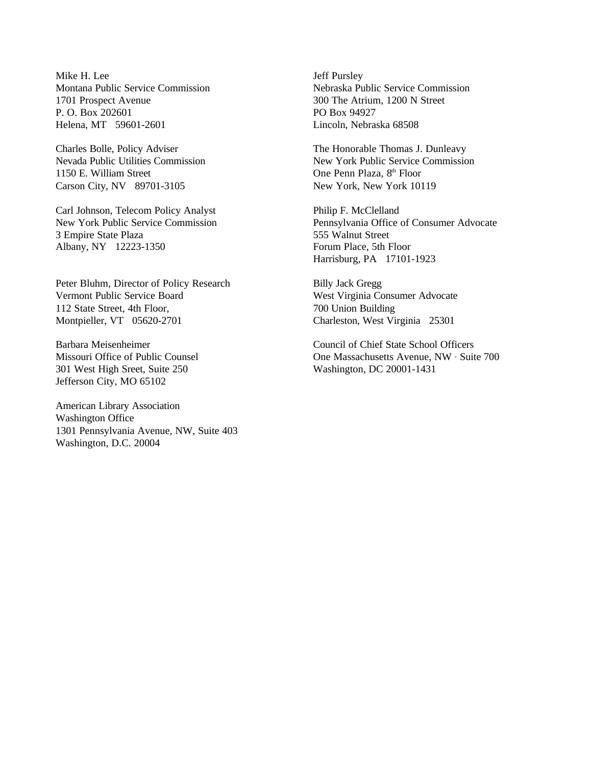Mike H. Lee
Montana Public Service Commission
1701 Prospect Avenue
P. O. Box 202601
Helena, MT 59601-2601

Charles Bolle, Policy Adviser
Nevada Public Utilities Commission
1150 E. William Street
Carson City, NV 89701-3105

Carl Johnson, Telecom Policy Analyst
New York Public Service Commission
3 Empire State Plaza
Albany, NY 12223-1350

Peter Bluhm, Director of Policy Research
Vermont Public Service Board
112 State Street, 4th Floor,
Montpieller, VT 05620-2701

Barbara Meisenheimer
Missouri Office of Public Counsel
301 West High Sreet, Suite 250
Jefferson City, MO 65102

American Library Association
Washington Office
1301 Pennsylvania Avenue, NW, Suite 403
Washington, D.C. 20004

Jeff Pursley
Nebraska Public Service Commission
300 The Atrium, 1200 N Street
PO Box 94927
Lincoln, Nebraska 68508

The Honorable Thomas J. Dunleavy
New York Public Service Commission
One Penn Plaza, 8th Floor
New York, New York 10119

Philip F. McClelland
Pennsylvania Office of Consumer Advocate
555 Walnut Street
Forum Place, 5th Floor
Harrisburg, PA 17101-1923

Billy Jack Gregg
West Virginia Consumer Advocate
700 Union Building
Charleston, West Virginia 25301

Council of Chief State School Officers
One Massachusetts Avenue, NW · Suite 700
Washington, DC 20001-1431